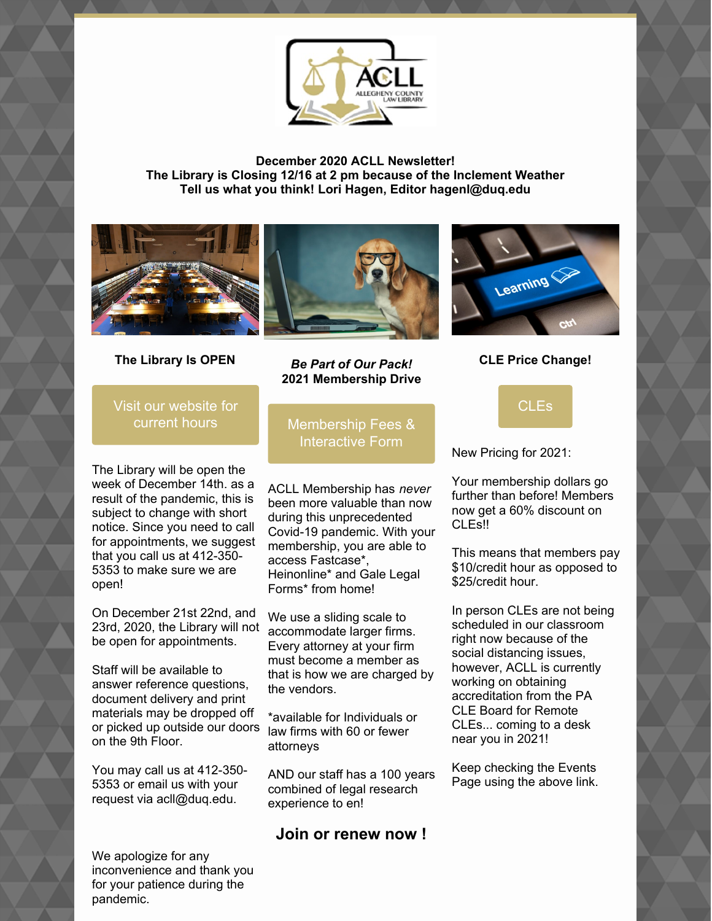**December 2020 ACLL Newsletter!**
**The Library is Closing 12/16 at 2 pm because of the Inclement Weather**
**Tell us what you think! Lori Hagen, Editor hagenl@duq.edu**

## The Library Is OPEN

Visit our website for current hours

The Library will be open the week of December 14th. as a result of the pandemic, this is subject to change with short notice. Since you need to call for appointments, we suggest that you call us at 412-350-5353 to make sure we are open!

On December 21st 22nd, and 23rd, 2020, the Library will not be open for appointments.

Staff will be available to answer reference questions, document delivery and print materials may be dropped off or picked up outside our doors on the 9th Floor.

You may call us at 412-350-5353 or email us with your request via acll@duq.edu.

We apologize for any inconvenience and thank you for your patience during the pandemic.

## *Be Part of Our Pack!* 2021 Membership Drive

Membership Fees & Interactive Form

ACLL Membership has *never* been more valuable than now during this unprecedented Covid-19 pandemic. With your membership, you are able to access Fastcase*, Heinonline* and Gale Legal Forms* from home!

We use a sliding scale to accommodate larger firms. Every attorney at your firm must become a member as that is how we are charged by the vendors.

*available for Individuals or law firms with 60 or fewer attorneys

AND our staff has a 100 years combined of legal research experience to en!

**Join or renew now !**

## CLE Price Change!

CLEs

New Pricing for 2021:

Your membership dollars go further than before! Members now get a 60% discount on CLEs!!

This means that members pay $10/credit hour as opposed to $25/credit hour.

In person CLEs are not being scheduled in our classroom right now because of the social distancing issues, however, ACLL is currently working on obtaining accreditation from the PA CLE Board for Remote CLEs... coming to a desk near you in 2021!

Keep checking the Events Page using the above link.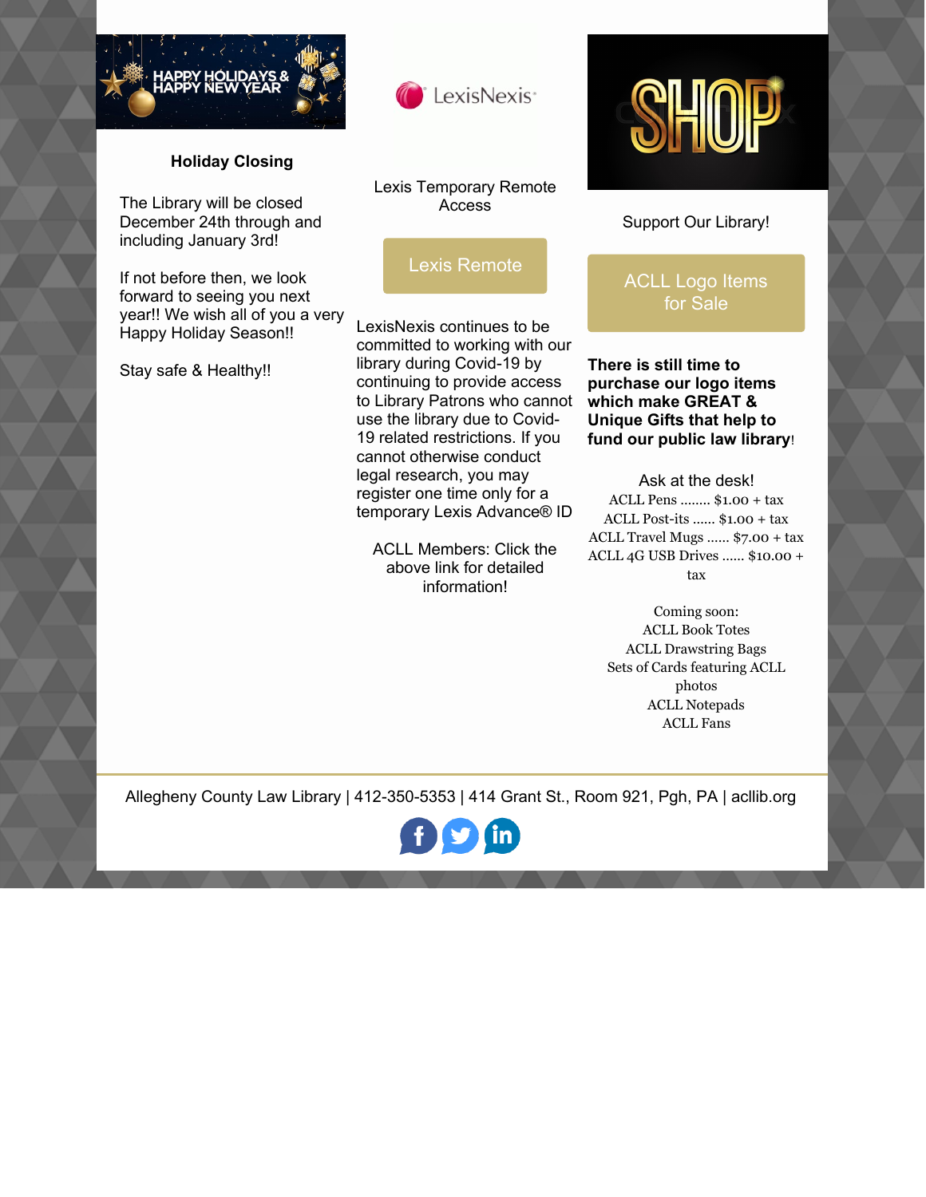### Holiday Closing

The Library will be closed December 24th through and including January 3rd!

If not before then, we look forward to seeing you next year!! We wish all of you a very Happy Holiday Season!!

Stay safe & Healthy!!

Lexis Temporary Remote Access

Lexis Remote

LexisNexis continues to be committed to working with our library during Covid-19 by continuing to provide access to Library Patrons who cannot use the library due to Covid-19 related restrictions. If you cannot otherwise conduct legal research, you may register one time only for a temporary Lexis Advance® ID

ACLL Members: Click the above link for detailed information!

Support Our Library!

ACLL Logo Items for Sale

**There is still time to purchase our logo items which make GREAT & Unique Gifts that help to fund our public law library**!

Ask at the desk!

ACLL Pens ........ $1.00 + tax
ACLL Post-its ...... $1.00 + tax
ACLL Travel Mugs ...... $7.00 + tax
ACLL 4G USB Drives ...... $10.00 + tax

Coming soon:
ACLL Book Totes
ACLL Drawstring Bags
Sets of Cards featuring ACLL photos
ACLL Notepads
ACLL Fans

Allegheny County Law Library | 412-350-5353 | 414 Grant St., Room 921, Pgh, PA | acllib.org